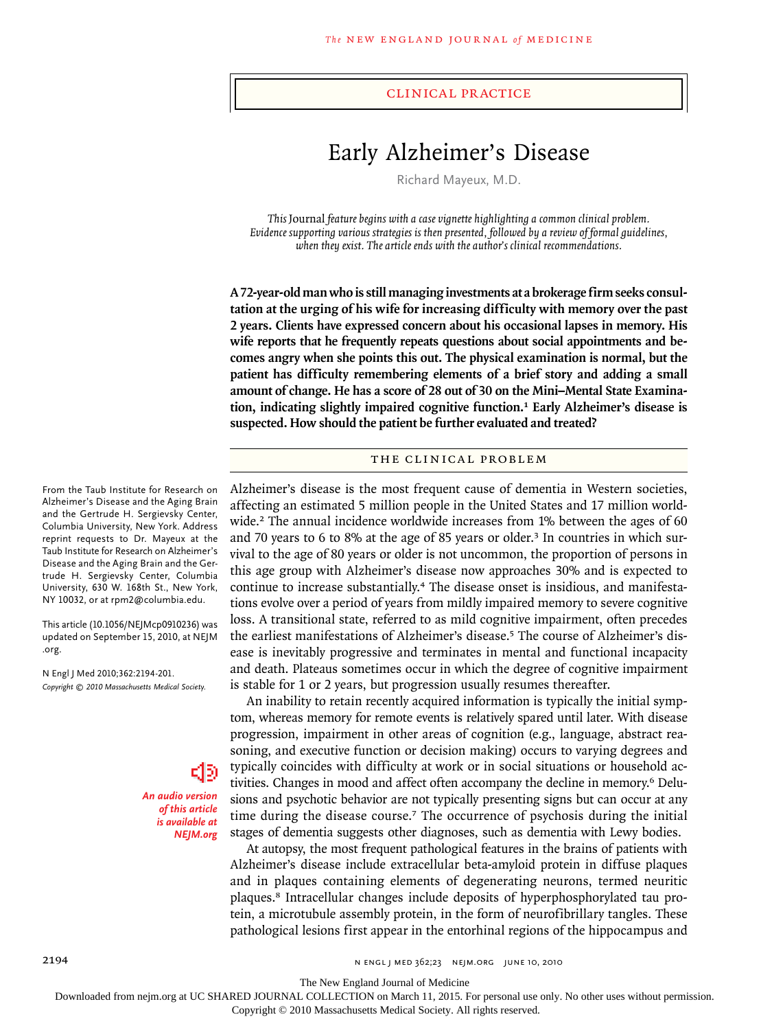## Clinical Practice

# Early Alzheimer's Disease

Richard Mayeux, M.D.

*This* Journal *feature begins with a case vignette highlighting a common clinical problem. Evidence supporting various strategies is then presented, followed by a review of formal guidelines, when they exist. The article ends with the author's clinical recommendations.*

**A 72-year-old man who is still managing investments at a brokerage firm seeks consultation at the urging of his wife for increasing difficulty with memory over the past 2 years. Clients have expressed concern about his occasional lapses in memory. His wife reports that he frequently repeats questions about social appointments and becomes angry when she points this out. The physical examination is normal, but the patient has difficulty remembering elements of a brief story and adding a small amount of change. He has a score of 28 out of 30 on the Mini–Mental State Examination, indicating slightly impaired cognitive function.[1] Early Alzheimer's disease is suspected. How should the patient be further evaluated and treated?**

From the Taub Institute for Research on Alzheimer's Disease and the Aging Brain and the Gertrude H. Sergievsky Center, Columbia University, New York. Address reprint requests to Dr. Mayeux at the Taub Institute for Research on Alzheimer's Disease and the Aging Brain and the Gertrude H. Sergievsky Center, Columbia University, 630 W. 168th St., New York, NY 10032, or at rpm2@columbia.edu.

This article (10.1056/NEJMcp0910236) was updated on September 15, 2010, at NEJM.org.

N Engl J Med 2010;362:2194-201.
*Copyright © 2010 Massachusetts Medical Society.*

*An audio version of this article is available at NEJM.org*

## The Clinical Problem

Alzheimer's disease is the most frequent cause of dementia in Western societies, affecting an estimated 5 million people in the United States and 17 million worldwide.[2] The annual incidence worldwide increases from 1% between the ages of 60 and 70 years to 6 to 8% at the age of 85 years or older.[3] In countries in which survival to the age of 80 years or older is not uncommon, the proportion of persons in this age group with Alzheimer's disease now approaches 30% and is expected to continue to increase substantially.[4] The disease onset is insidious, and manifestations evolve over a period of years from mildly impaired memory to severe cognitive loss. A transitional state, referred to as mild cognitive impairment, often precedes the earliest manifestations of Alzheimer's disease.[5] The course of Alzheimer's disease is inevitably progressive and terminates in mental and functional incapacity and death. Plateaus sometimes occur in which the degree of cognitive impairment is stable for 1 or 2 years, but progression usually resumes thereafter.

An inability to retain recently acquired information is typically the initial symptom, whereas memory for remote events is relatively spared until later. With disease progression, impairment in other areas of cognition (e.g., language, abstract reasoning, and executive function or decision making) occurs to varying degrees and typically coincides with difficulty at work or in social situations or household activities. Changes in mood and affect often accompany the decline in memory.[6] Delusions and psychotic behavior are not typically presenting signs but can occur at any time during the disease course.[7] The occurrence of psychosis during the initial stages of dementia suggests other diagnoses, such as dementia with Lewy bodies.

At autopsy, the most frequent pathological features in the brains of patients with Alzheimer's disease include extracellular beta-amyloid protein in diffuse plaques and in plaques containing elements of degenerating neurons, termed neuritic plaques.[8] Intracellular changes include deposits of hyperphosphorylated tau protein, a microtubule assembly protein, in the form of neurofibrillary tangles. These pathological lesions first appear in the entorhinal regions of the hippocampus and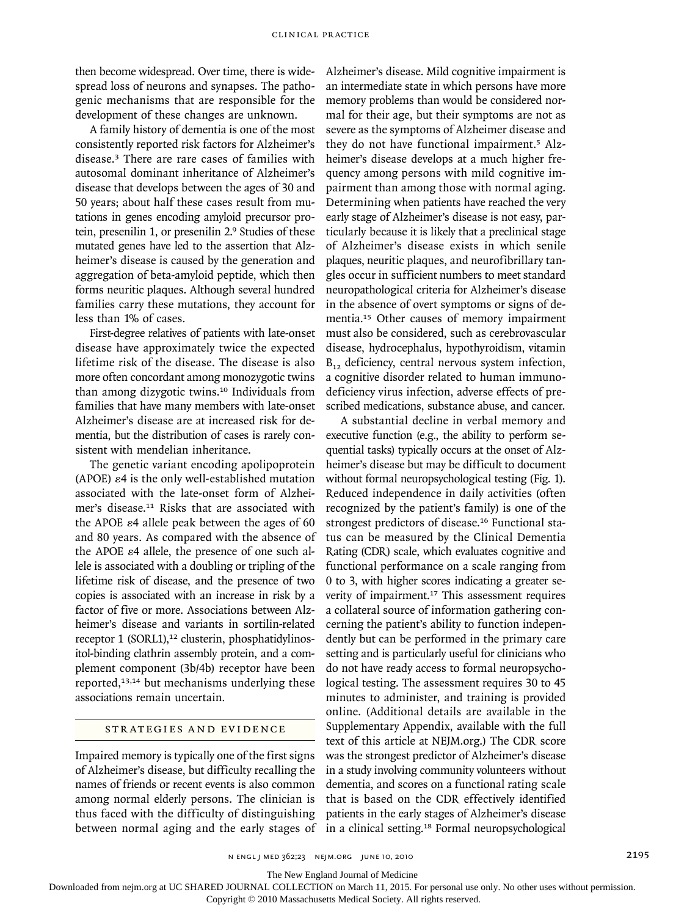then become widespread. Over time, there is widespread loss of neurons and synapses. The pathogenic mechanisms that are responsible for the development of these changes are unknown.

A family history of dementia is one of the most consistently reported risk factors for Alzheimer's disease.[3] There are rare cases of families with autosomal dominant inheritance of Alzheimer's disease that develops between the ages of 30 and 50 years; about half these cases result from mutations in genes encoding amyloid precursor protein, presenilin 1, or presenilin 2.[9] Studies of these mutated genes have led to the assertion that Alzheimer's disease is caused by the generation and aggregation of beta-amyloid peptide, which then forms neuritic plaques. Although several hundred families carry these mutations, they account for less than 1% of cases.

First-degree relatives of patients with late-onset disease have approximately twice the expected lifetime risk of the disease. The disease is also more often concordant among monozygotic twins than among dizygotic twins.[10] Individuals from families that have many members with late-onset Alzheimer's disease are at increased risk for dementia, but the distribution of cases is rarely consistent with mendelian inheritance.

The genetic variant encoding apolipoprotein (APOE) ε4 is the only well-established mutation associated with the late-onset form of Alzheimer's disease.[11] Risks that are associated with the APOE ε4 allele peak between the ages of 60 and 80 years. As compared with the absence of the APOE ε4 allele, the presence of one such allele is associated with a doubling or tripling of the lifetime risk of disease, and the presence of two copies is associated with an increase in risk by a factor of five or more. Associations between Alzheimer's disease and variants in sortilin-related receptor 1 (SORL1),[12] clusterin, phosphatidylinositol-binding clathrin assembly protein, and a complement component (3b/4b) receptor have been reported,[13,14] but mechanisms underlying these associations remain uncertain.

## STRATEGIES AND EVIDENCE

Impaired memory is typically one of the first signs of Alzheimer's disease, but difficulty recalling the names of friends or recent events is also common among normal elderly persons. The clinician is thus faced with the difficulty of distinguishing between normal aging and the early stages of Alzheimer's disease. Mild cognitive impairment is an intermediate state in which persons have more memory problems than would be considered normal for their age, but their symptoms are not as severe as the symptoms of Alzheimer disease and they do not have functional impairment.[5] Alzheimer's disease develops at a much higher frequency among persons with mild cognitive impairment than among those with normal aging. Determining when patients have reached the very early stage of Alzheimer's disease is not easy, particularly because it is likely that a preclinical stage of Alzheimer's disease exists in which senile plaques, neuritic plaques, and neurofibrillary tangles occur in sufficient numbers to meet standard neuropathological criteria for Alzheimer's disease in the absence of overt symptoms or signs of dementia.[15] Other causes of memory impairment must also be considered, such as cerebrovascular disease, hydrocephalus, hypothyroidism, vitamin $B_{12}$ deficiency, central nervous system infection, a cognitive disorder related to human immunodeficiency virus infection, adverse effects of prescribed medications, substance abuse, and cancer.

A substantial decline in verbal memory and executive function (e.g., the ability to perform sequential tasks) typically occurs at the onset of Alzheimer's disease but may be difficult to document without formal neuropsychological testing (Fig. 1). Reduced independence in daily activities (often recognized by the patient's family) is one of the strongest predictors of disease.[16] Functional status can be measured by the Clinical Dementia Rating (CDR) scale, which evaluates cognitive and functional performance on a scale ranging from 0 to 3, with higher scores indicating a greater severity of impairment.[17] This assessment requires a collateral source of information gathering concerning the patient's ability to function independently but can be performed in the primary care setting and is particularly useful for clinicians who do not have ready access to formal neuropsychological testing. The assessment requires 30 to 45 minutes to administer, and training is provided online. (Additional details are available in the Supplementary Appendix, available with the full text of this article at NEJM.org.) The CDR score was the strongest predictor of Alzheimer's disease in a study involving community volunteers without dementia, and scores on a functional rating scale that is based on the CDR effectively identified patients in the early stages of Alzheimer's disease in a clinical setting.[18] Formal neuropsychological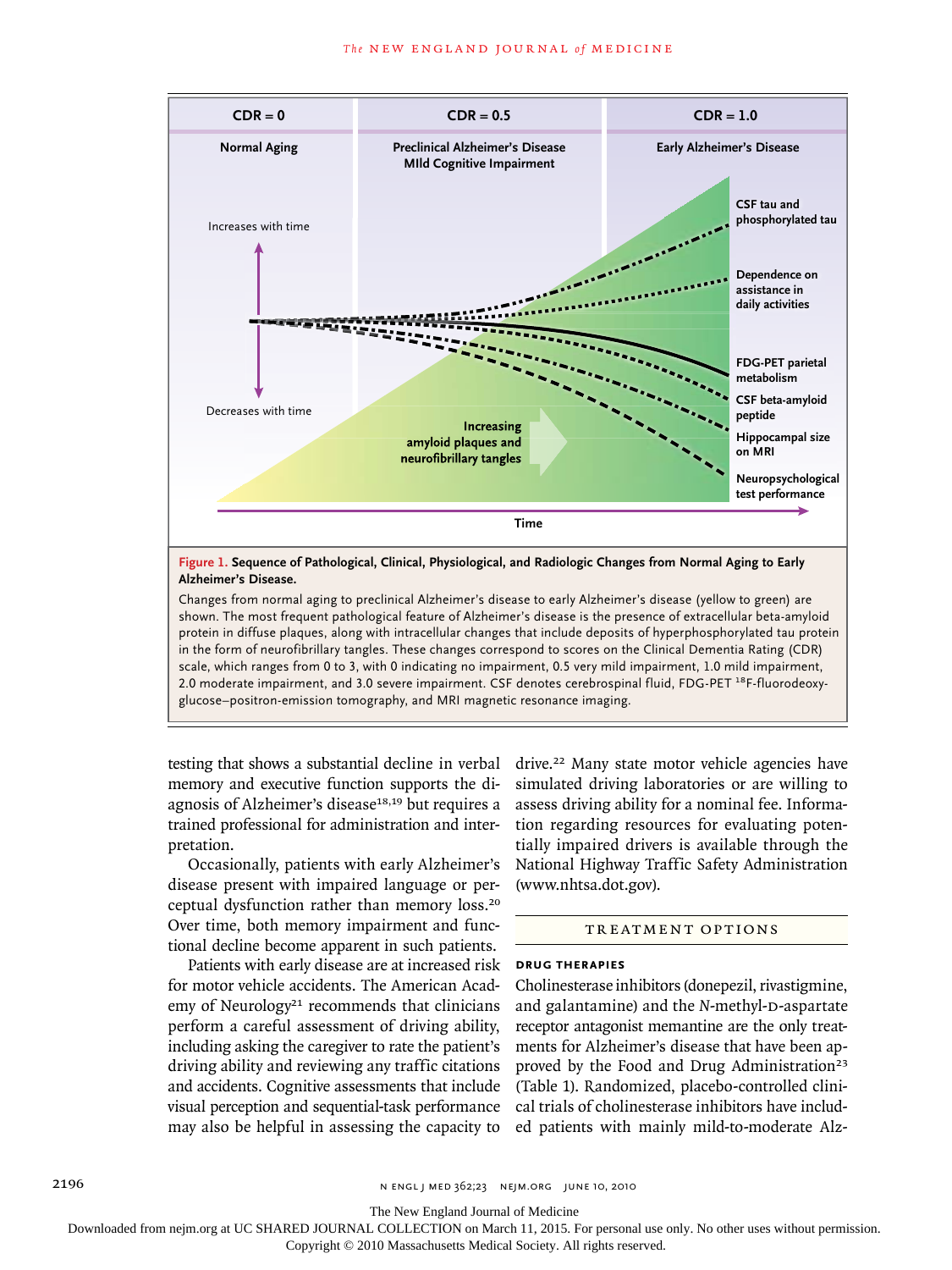**Figure 1. Sequence of Pathological, Clinical, Physiological, and Radiologic Changes from Normal Aging to Early Alzheimer's Disease.**

Changes from normal aging to preclinical Alzheimer's disease to early Alzheimer's disease (yellow to green) are shown. The most frequent pathological feature of Alzheimer's disease is the presence of extracellular beta-amyloid protein in diffuse plaques, along with intracellular changes that include deposits of hyperphosphorylated tau protein in the form of neurofibrillary tangles. These changes correspond to scores on the Clinical Dementia Rating (CDR) scale, which ranges from 0 to 3, with 0 indicating no impairment, 0.5 very mild impairment, 1.0 mild impairment, 2.0 moderate impairment, and 3.0 severe impairment. CSF denotes cerebrospinal fluid, FDG-PET [18]F-fluorodeoxyglucose–positron-emission tomography, and MRI magnetic resonance imaging.

testing that shows a substantial decline in verbal memory and executive function supports the diagnosis of Alzheimer's disease[18,19] but requires a trained professional for administration and interpretation.

Occasionally, patients with early Alzheimer's disease present with impaired language or perceptual dysfunction rather than memory loss.[20] Over time, both memory impairment and functional decline become apparent in such patients.

Patients with early disease are at increased risk for motor vehicle accidents. The American Academy of Neurology[21] recommends that clinicians perform a careful assessment of driving ability, including asking the caregiver to rate the patient's driving ability and reviewing any traffic citations and accidents. Cognitive assessments that include visual perception and sequential-task performance may also be helpful in assessing the capacity to drive.[22] Many state motor vehicle agencies have simulated driving laboratories or are willing to assess driving ability for a nominal fee. Information regarding resources for evaluating potentially impaired drivers is available through the National Highway Traffic Safety Administration (www.nhtsa.dot.gov).

## TREATMENT OPTIONS

### DRUG THERAPIES

Cholinesterase inhibitors (donepezil, rivastigmine, and galantamine) and the *N*-methyl-D-aspartate receptor antagonist memantine are the only treatments for Alzheimer's disease that have been approved by the Food and Drug Administration[23] (Table 1). Randomized, placebo-controlled clinical trials of cholinesterase inhibitors have included patients with mainly mild-to-moderate Alz-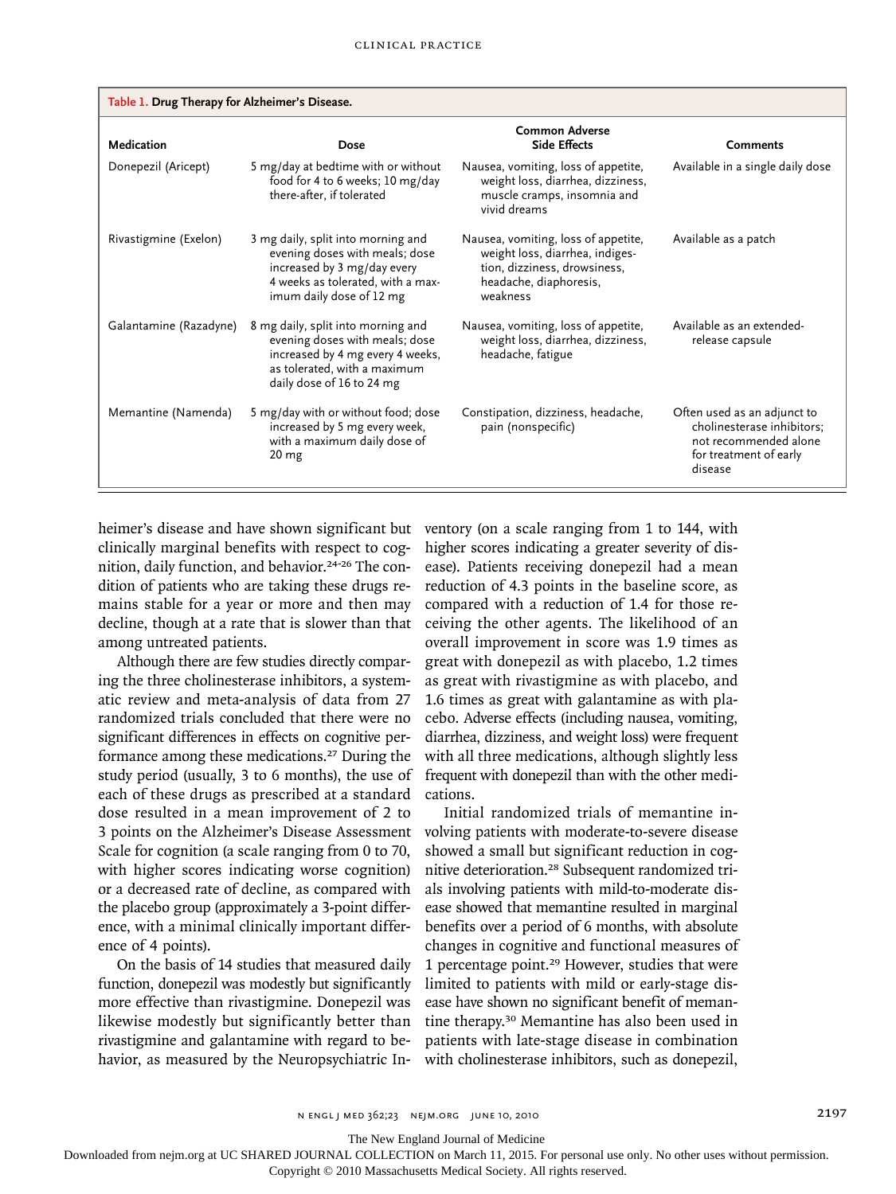**Table 1. Drug Therapy for Alzheimer's Disease.**

| Medication | Dose | Common Adverse Side Effects | Comments |
|---|---|---|---|
| Donepezil (Aricept) | 5 mg/day at bedtime with or without food for 4 to 6 weeks; 10 mg/day there-after, if tolerated | Nausea, vomiting, loss of appetite, weight loss, diarrhea, dizziness, muscle cramps, insomnia and vivid dreams | Available in a single daily dose |
| Rivastigmine (Exelon) | 3 mg daily, split into morning and evening doses with meals; dose increased by 3 mg/day every 4 weeks as tolerated, with a maximum daily dose of 12 mg | Nausea, vomiting, loss of appetite, weight loss, diarrhea, indigestion, dizziness, drowsiness, headache, diaphoresis, weakness | Available as a patch |
| Galantamine (Razadyne) | 8 mg daily, split into morning and evening doses with meals; dose increased by 4 mg every 4 weeks, as tolerated, with a maximum daily dose of 16 to 24 mg | Nausea, vomiting, loss of appetite, weight loss, diarrhea, dizziness, headache, fatigue | Available as an extended-release capsule |
| Memantine (Namenda) | 5 mg/day with or without food; dose increased by 5 mg every week, with a maximum daily dose of 20 mg | Constipation, dizziness, headache, pain (nonspecific) | Often used as an adjunct to cholinesterase inhibitors; not recommended alone for treatment of early disease |

heimer's disease and have shown significant but clinically marginal benefits with respect to cognition, daily function, and behavior.[24-26] The condition of patients who are taking these drugs remains stable for a year or more and then may decline, though at a rate that is slower than that among untreated patients.

Although there are few studies directly comparing the three cholinesterase inhibitors, a systematic review and meta-analysis of data from 27 randomized trials concluded that there were no significant differences in effects on cognitive performance among these medications.[27] During the study period (usually, 3 to 6 months), the use of each of these drugs as prescribed at a standard dose resulted in a mean improvement of 2 to 3 points on the Alzheimer's Disease Assessment Scale for cognition (a scale ranging from 0 to 70, with higher scores indicating worse cognition) or a decreased rate of decline, as compared with the placebo group (approximately a 3-point difference, with a minimal clinically important difference of 4 points).

On the basis of 14 studies that measured daily function, donepezil was modestly but significantly more effective than rivastigmine. Donepezil was likewise modestly but significantly better than rivastigmine and galantamine with regard to behavior, as measured by the Neuropsychiatric Inventory (on a scale ranging from 1 to 144, with higher scores indicating a greater severity of disease). Patients receiving donepezil had a mean reduction of 4.3 points in the baseline score, as compared with a reduction of 1.4 for those receiving the other agents. The likelihood of an overall improvement in score was 1.9 times as great with donepezil as with placebo, 1.2 times as great with rivastigmine as with placebo, and 1.6 times as great with galantamine as with placebo. Adverse effects (including nausea, vomiting, diarrhea, dizziness, and weight loss) were frequent with all three medications, although slightly less frequent with donepezil than with the other medications.

Initial randomized trials of memantine involving patients with moderate-to-severe disease showed a small but significant reduction in cognitive deterioration.[28] Subsequent randomized trials involving patients with mild-to-moderate disease showed that memantine resulted in marginal benefits over a period of 6 months, with absolute changes in cognitive and functional measures of 1 percentage point.[29] However, studies that were limited to patients with mild or early-stage disease have shown no significant benefit of memantine therapy.[30] Memantine has also been used in patients with late-stage disease in combination with cholinesterase inhibitors, such as donepezil,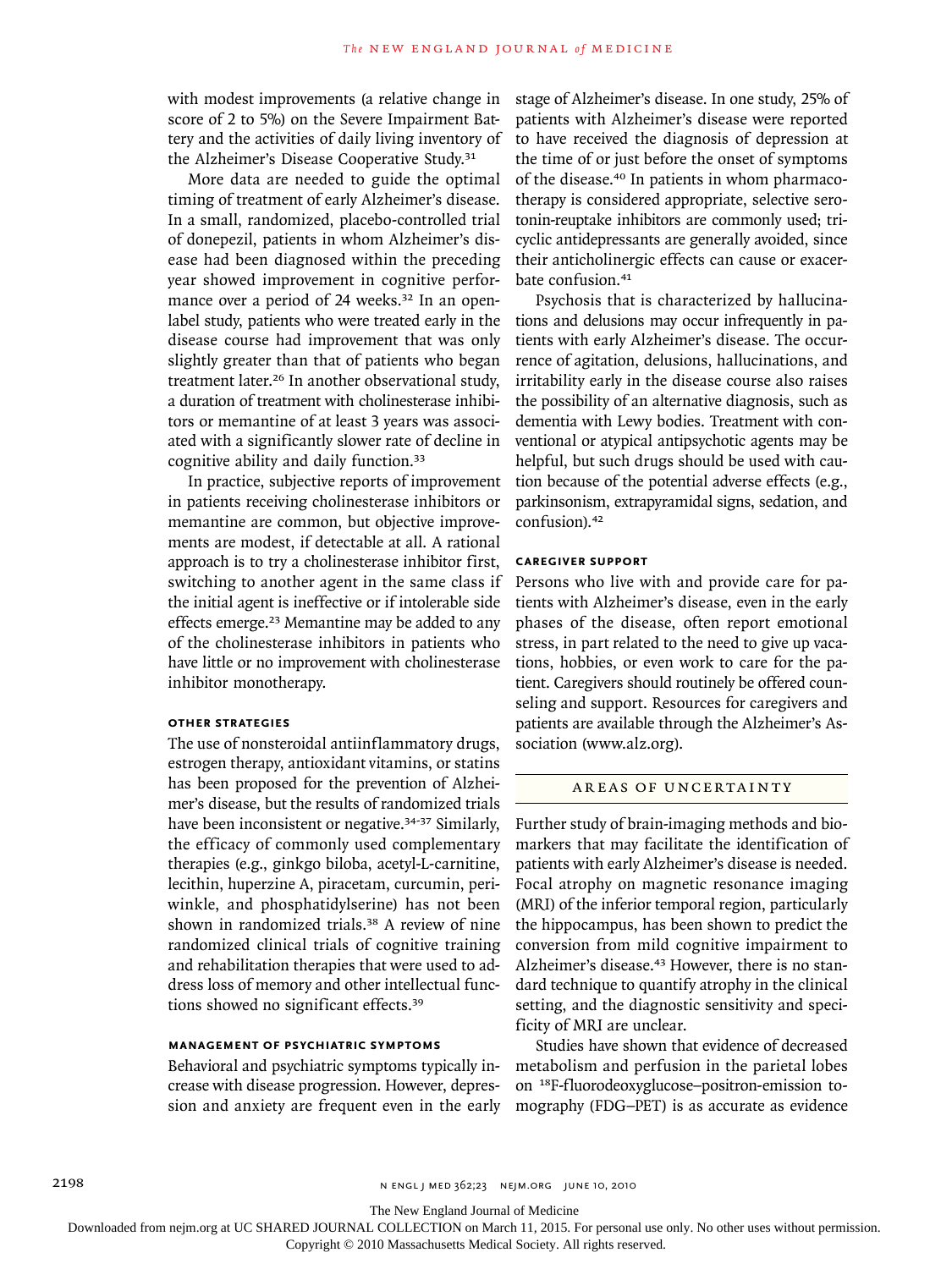with modest improvements (a relative change in score of 2 to 5%) on the Severe Impairment Battery and the activities of daily living inventory of the Alzheimer's Disease Cooperative Study.[31]

More data are needed to guide the optimal timing of treatment of early Alzheimer's disease. In a small, randomized, placebo-controlled trial of donepezil, patients in whom Alzheimer's disease had been diagnosed within the preceding year showed improvement in cognitive performance over a period of 24 weeks.[32] In an open-label study, patients who were treated early in the disease course had improvement that was only slightly greater than that of patients who began treatment later.[26] In another observational study, a duration of treatment with cholinesterase inhibitors or memantine of at least 3 years was associated with a significantly slower rate of decline in cognitive ability and daily function.[33]

In practice, subjective reports of improvement in patients receiving cholinesterase inhibitors or memantine are common, but objective improvements are modest, if detectable at all. A rational approach is to try a cholinesterase inhibitor first, switching to another agent in the same class if the initial agent is ineffective or if intolerable side effects emerge.[23] Memantine may be added to any of the cholinesterase inhibitors in patients who have little or no improvement with cholinesterase inhibitor monotherapy.

### Other Strategies

The use of nonsteroidal antiinflammatory drugs, estrogen therapy, antioxidant vitamins, or statins has been proposed for the prevention of Alzheimer's disease, but the results of randomized trials have been inconsistent or negative.[34-37] Similarly, the efficacy of commonly used complementary therapies (e.g., ginkgo biloba, acetyl-L-carnitine, lecithin, huperzine A, piracetam, curcumin, periwinkle, and phosphatidylserine) has not been shown in randomized trials.[38] A review of nine randomized clinical trials of cognitive training and rehabilitation therapies that were used to address loss of memory and other intellectual functions showed no significant effects.[39]

### Management of Psychiatric Symptoms

Behavioral and psychiatric symptoms typically increase with disease progression. However, depression and anxiety are frequent even in the early stage of Alzheimer's disease. In one study, 25% of patients with Alzheimer's disease were reported to have received the diagnosis of depression at the time of or just before the onset of symptoms of the disease.[40] In patients in whom pharmacotherapy is considered appropriate, selective serotonin-reuptake inhibitors are commonly used; tricyclic antidepressants are generally avoided, since their anticholinergic effects can cause or exacerbate confusion.[41]

Psychosis that is characterized by hallucinations and delusions may occur infrequently in patients with early Alzheimer's disease. The occurrence of agitation, delusions, hallucinations, and irritability early in the disease course also raises the possibility of an alternative diagnosis, such as dementia with Lewy bodies. Treatment with conventional or atypical antipsychotic agents may be helpful, but such drugs should be used with caution because of the potential adverse effects (e.g., parkinsonism, extrapyramidal signs, sedation, and confusion).[42]

### Caregiver Support

Persons who live with and provide care for patients with Alzheimer's disease, even in the early phases of the disease, often report emotional stress, in part related to the need to give up vacations, hobbies, or even work to care for the patient. Caregivers should routinely be offered counseling and support. Resources for caregivers and patients are available through the Alzheimer's Association (www.alz.org).

## Areas of Uncertainty

Further study of brain-imaging methods and biomarkers that may facilitate the identification of patients with early Alzheimer's disease is needed. Focal atrophy on magnetic resonance imaging (MRI) of the inferior temporal region, particularly the hippocampus, has been shown to predict the conversion from mild cognitive impairment to Alzheimer's disease.[43] However, there is no standard technique to quantify atrophy in the clinical setting, and the diagnostic sensitivity and specificity of MRI are unclear.

Studies have shown that evidence of decreased metabolism and perfusion in the parietal lobes on $^{18}$F-fluorodeoxyglucose–positron-emission tomography (FDG–PET) is as accurate as evidence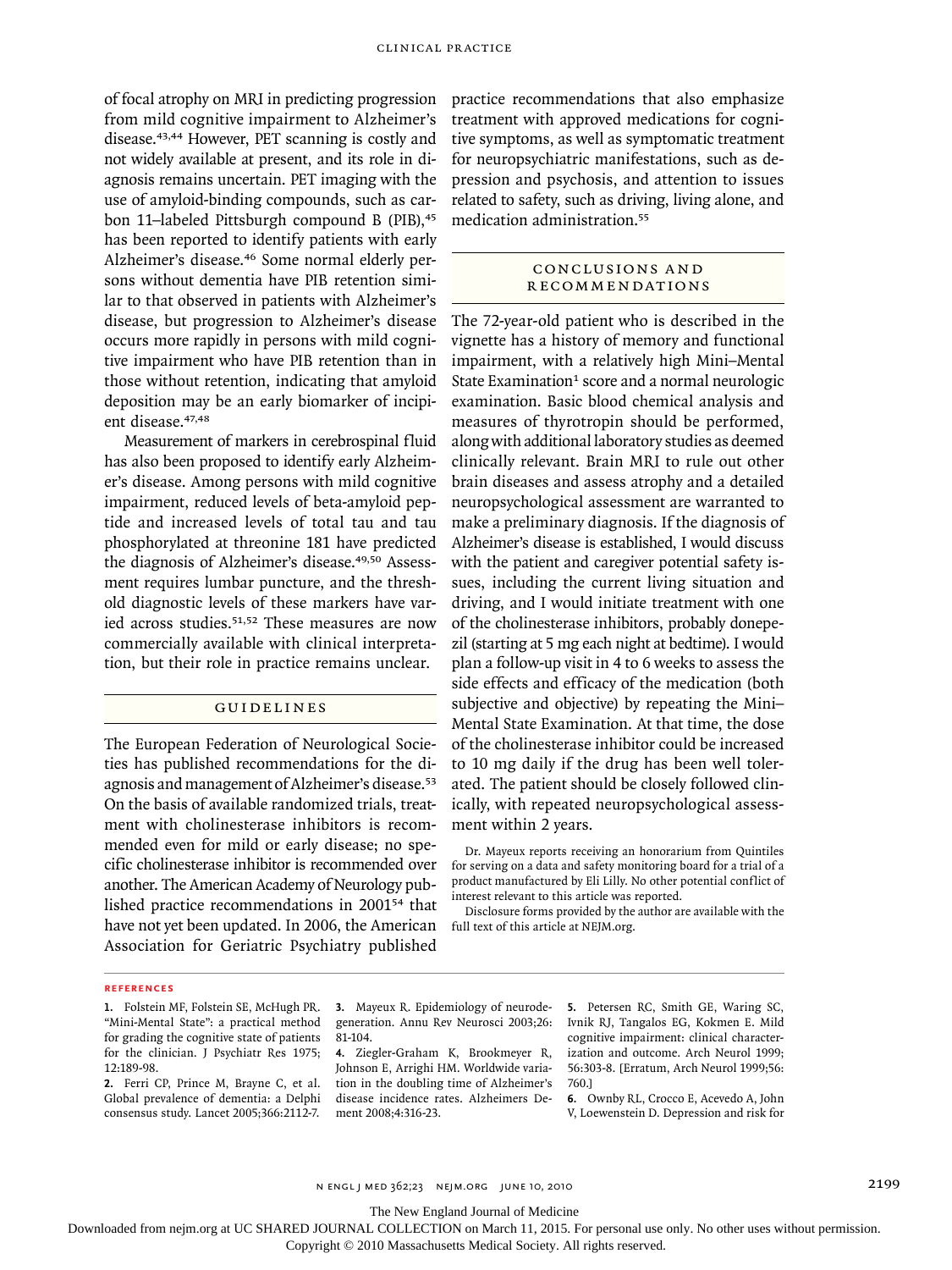of focal atrophy on MRI in predicting progression from mild cognitive impairment to Alzheimer's disease.[43,44] However, PET scanning is costly and not widely available at present, and its role in diagnosis remains uncertain. PET imaging with the use of amyloid-binding compounds, such as carbon 11–labeled Pittsburgh compound B (PIB),[45] has been reported to identify patients with early Alzheimer's disease.[46] Some normal elderly persons without dementia have PIB retention similar to that observed in patients with Alzheimer's disease, but progression to Alzheimer's disease occurs more rapidly in persons with mild cognitive impairment who have PIB retention than in those without retention, indicating that amyloid deposition may be an early biomarker of incipient disease.[47,48]

Measurement of markers in cerebrospinal fluid has also been proposed to identify early Alzheimer's disease. Among persons with mild cognitive impairment, reduced levels of beta-amyloid peptide and increased levels of total tau and tau phosphorylated at threonine 181 have predicted the diagnosis of Alzheimer's disease.[49,50] Assessment requires lumbar puncture, and the threshold diagnostic levels of these markers have varied across studies.[51,52] These measures are now commercially available with clinical interpretation, but their role in practice remains unclear.

## GUIDELINES

The European Federation of Neurological Societies has published recommendations for the diagnosis and management of Alzheimer's disease.[53] On the basis of available randomized trials, treatment with cholinesterase inhibitors is recommended even for mild or early disease; no specific cholinesterase inhibitor is recommended over another. The American Academy of Neurology published practice recommendations in 2001[54] that have not yet been updated. In 2006, the American Association for Geriatric Psychiatry published practice recommendations that also emphasize treatment with approved medications for cognitive symptoms, as well as symptomatic treatment for neuropsychiatric manifestations, such as depression and psychosis, and attention to issues related to safety, such as driving, living alone, and medication administration.[55]

## CONCLUSIONS AND RECOMMENDATIONS

The 72-year-old patient who is described in the vignette has a history of memory and functional impairment, with a relatively high Mini–Mental State Examination[1] score and a normal neurologic examination. Basic blood chemical analysis and measures of thyrotropin should be performed, along with additional laboratory studies as deemed clinically relevant. Brain MRI to rule out other brain diseases and assess atrophy and a detailed neuropsychological assessment are warranted to make a preliminary diagnosis. If the diagnosis of Alzheimer's disease is established, I would discuss with the patient and caregiver potential safety issues, including the current living situation and driving, and I would initiate treatment with one of the cholinesterase inhibitors, probably donepezil (starting at 5 mg each night at bedtime). I would plan a follow-up visit in 4 to 6 weeks to assess the side effects and efficacy of the medication (both subjective and objective) by repeating the Mini–Mental State Examination. At that time, the dose of the cholinesterase inhibitor could be increased to 10 mg daily if the drug has been well tolerated. The patient should be closely followed clinically, with repeated neuropsychological assessment within 2 years.

Dr. Mayeux reports receiving an honorarium from Quintiles for serving on a data and safety monitoring board for a trial of a product manufactured by Eli Lilly. No other potential conflict of interest relevant to this article was reported.

Disclosure forms provided by the author are available with the full text of this article at NEJM.org.

## REFERENCES

1. Folstein MF, Folstein SE, McHugh PR. "Mini-Mental State": a practical method for grading the cognitive state of patients for the clinician. J Psychiatr Res 1975;12:189-98.
2. Ferri CP, Prince M, Brayne C, et al. Global prevalence of dementia: a Delphi consensus study. Lancet 2005;366:2112-7.
3. Mayeux R. Epidemiology of neurodegeneration. Annu Rev Neurosci 2003;26:81-104.
4. Ziegler-Graham K, Brookmeyer R, Johnson E, Arrighi HM. Worldwide variation in the doubling time of Alzheimer's disease incidence rates. Alzheimers Dement 2008;4:316-23.
5. Petersen RC, Smith GE, Waring SC, Ivnik RJ, Tangalos EG, Kokmen E. Mild cognitive impairment: clinical characterization and outcome. Arch Neurol 1999;56:303-8. [Erratum, Arch Neurol 1999;56:760.]
6. Ownby RL, Crocco E, Acevedo A, John V, Loewenstein D. Depression and risk for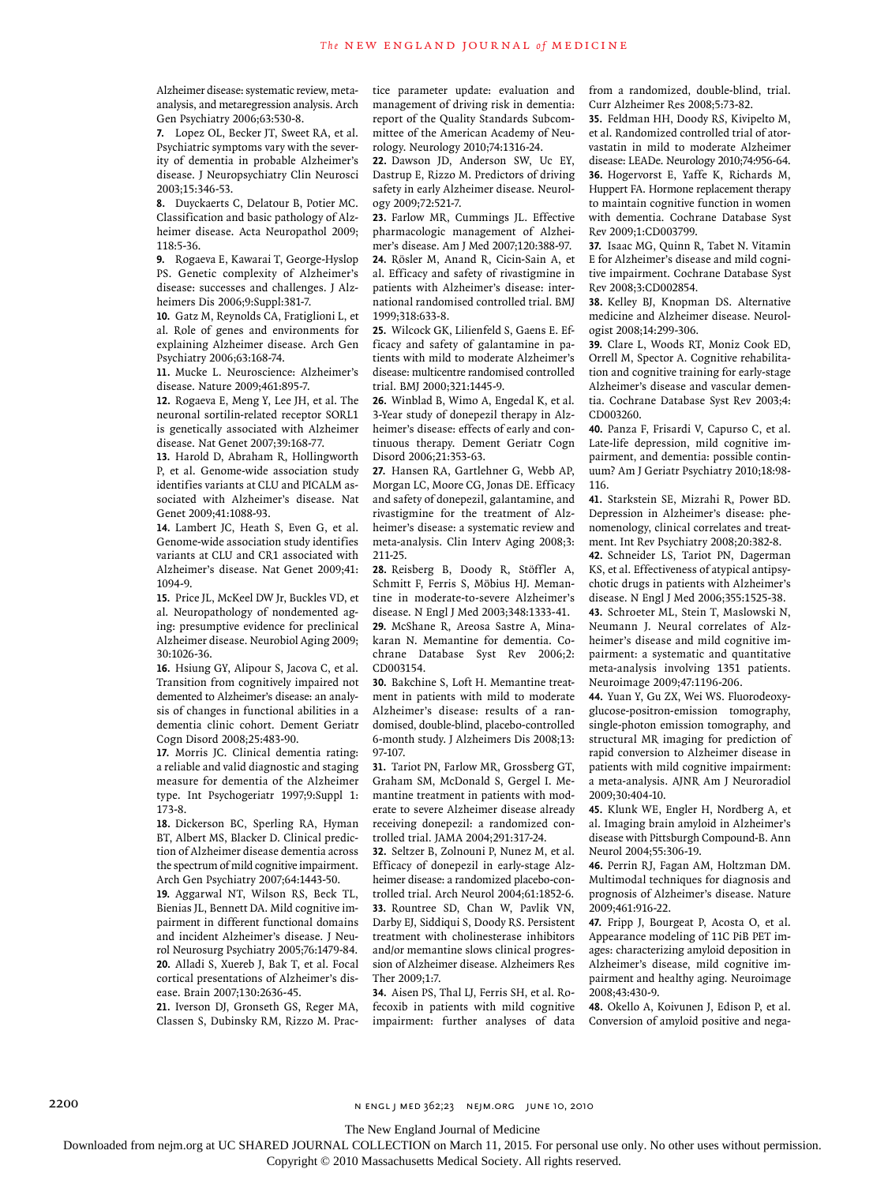Alzheimer disease: systematic review, meta-analysis, and metaregression analysis. Arch Gen Psychiatry 2006;63:530-8.

7. Lopez OL, Becker JT, Sweet RA, et al. Psychiatric symptoms vary with the severity of dementia in probable Alzheimer's disease. J Neuropsychiatry Clin Neurosci 2003;15:346-53.

8. Duyckaerts C, Delatour B, Potier MC. Classification and basic pathology of Alzheimer disease. Acta Neuropathol 2009; 118:5-36.

9. Rogaeva E, Kawarai T, George-Hyslop PS. Genetic complexity of Alzheimer's disease: successes and challenges. J Alzheimers Dis 2006;9:Suppl:381-7.

10. Gatz M, Reynolds CA, Fratiglioni L, et al. Role of genes and environments for explaining Alzheimer disease. Arch Gen Psychiatry 2006;63:168-74.

11. Mucke L. Neuroscience: Alzheimer's disease. Nature 2009;461:895-7.

12. Rogaeva E, Meng Y, Lee JH, et al. The neuronal sortilin-related receptor SORL1 is genetically associated with Alzheimer disease. Nat Genet 2007;39:168-77.

13. Harold D, Abraham R, Hollingworth P, et al. Genome-wide association study identifies variants at CLU and PICALM associated with Alzheimer's disease. Nat Genet 2009;41:1088-93.

14. Lambert JC, Heath S, Even G, et al. Genome-wide association study identifies variants at CLU and CR1 associated with Alzheimer's disease. Nat Genet 2009;41: 1094-9.

15. Price JL, McKeel DW Jr, Buckles VD, et al. Neuropathology of nondemented aging: presumptive evidence for preclinical Alzheimer disease. Neurobiol Aging 2009; 30:1026-36.

16. Hsiung GY, Alipour S, Jacova C, et al. Transition from cognitively impaired not demented to Alzheimer's disease: an analysis of changes in functional abilities in a dementia clinic cohort. Dement Geriatr Cogn Disord 2008;25:483-90.

17. Morris JC. Clinical dementia rating: a reliable and valid diagnostic and staging measure for dementia of the Alzheimer type. Int Psychogeriatr 1997;9:Suppl 1: 173-8.

18. Dickerson BC, Sperling RA, Hyman BT, Albert MS, Blacker D. Clinical prediction of Alzheimer disease dementia across the spectrum of mild cognitive impairment. Arch Gen Psychiatry 2007;64:1443-50.

19. Aggarwal NT, Wilson RS, Beck TL, Bienias JL, Bennett DA. Mild cognitive impairment in different functional domains and incident Alzheimer's disease. J Neurol Neurosurg Psychiatry 2005;76:1479-84.

20. Alladi S, Xuereb J, Bak T, et al. Focal cortical presentations of Alzheimer's disease. Brain 2007;130:2636-45.

21. Iverson DJ, Gronseth GS, Reger MA, Classen S, Dubinsky RM, Rizzo M. Practice parameter update: evaluation and management of driving risk in dementia: report of the Quality Standards Subcommittee of the American Academy of Neurology. Neurology 2010;74:1316-24.

22. Dawson JD, Anderson SW, Uc EY, Dastrup E, Rizzo M. Predictors of driving safety in early Alzheimer disease. Neurology 2009;72:521-7.

23. Farlow MR, Cummings JL. Effective pharmacologic management of Alzheimer's disease. Am J Med 2007;120:388-97.

24. Rösler M, Anand R, Cicin-Sain A, et al. Efficacy and safety of rivastigmine in patients with Alzheimer's disease: international randomised controlled trial. BMJ 1999;318:633-8.

25. Wilcock GK, Lilienfeld S, Gaens E. Efficacy and safety of galantamine in patients with mild to moderate Alzheimer's disease: multicentre randomised controlled trial. BMJ 2000;321:1445-9.

26. Winblad B, Wimo A, Engedal K, et al. 3-Year study of donepezil therapy in Alzheimer's disease: effects of early and continuous therapy. Dement Geriatr Cogn Disord 2006;21:353-63.

27. Hansen RA, Gartlehner G, Webb AP, Morgan LC, Moore CG, Jonas DE. Efficacy and safety of donepezil, galantamine, and rivastigmine for the treatment of Alzheimer's disease: a systematic review and meta-analysis. Clin Interv Aging 2008;3: 211-25.

28. Reisberg B, Doody R, Stöffler A, Schmitt F, Ferris S, Möbius HJ. Memantine in moderate-to-severe Alzheimer's disease. N Engl J Med 2003;348:1333-41.

29. McShane R, Areosa Sastre A, Minakaran N. Memantine for dementia. Cochrane Database Syst Rev 2006;2: CD003154.

30. Bakchine S, Loft H. Memantine treatment in patients with mild to moderate Alzheimer's disease: results of a randomised, double-blind, placebo-controlled 6-month study. J Alzheimers Dis 2008;13: 97-107.

31. Tariot PN, Farlow MR, Grossberg GT, Graham SM, McDonald S, Gergel I. Memantine treatment in patients with moderate to severe Alzheimer disease already receiving donepezil: a randomized controlled trial. JAMA 2004;291:317-24.

32. Seltzer B, Zolnouni P, Nunez M, et al. Efficacy of donepezil in early-stage Alzheimer disease: a randomized placebo-controlled trial. Arch Neurol 2004;61:1852-6.

33. Rountree SD, Chan W, Pavlik VN, Darby EJ, Siddiqui S, Doody RS. Persistent treatment with cholinesterase inhibitors and/or memantine slows clinical progression of Alzheimer disease. Alzheimers Res Ther 2009;1:7.

34. Aisen PS, Thal LJ, Ferris SH, et al. Rofecoxib in patients with mild cognitive impairment: further analyses of data from a randomized, double-blind, trial. Curr Alzheimer Res 2008;5:73-82.

35. Feldman HH, Doody RS, Kivipelto M, et al. Randomized controlled trial of atorvastatin in mild to moderate Alzheimer disease: LEADe. Neurology 2010;74:956-64.

36. Hogervorst E, Yaffe K, Richards M, Huppert FA. Hormone replacement therapy to maintain cognitive function in women with dementia. Cochrane Database Syst Rev 2009;1:CD003799.

37. Isaac MG, Quinn R, Tabet N. Vitamin E for Alzheimer's disease and mild cognitive impairment. Cochrane Database Syst Rev 2008;3:CD002854.

38. Kelley BJ, Knopman DS. Alternative medicine and Alzheimer disease. Neurologist 2008;14:299-306.

39. Clare L, Woods RT, Moniz Cook ED, Orrell M, Spector A. Cognitive rehabilitation and cognitive training for early-stage Alzheimer's disease and vascular dementia. Cochrane Database Syst Rev 2003;4: CD003260.

40. Panza F, Frisardi V, Capurso C, et al. Late-life depression, mild cognitive impairment, and dementia: possible continuum? Am J Geriatr Psychiatry 2010;18:98-116.

41. Starkstein SE, Mizrahi R, Power BD. Depression in Alzheimer's disease: phenomenology, clinical correlates and treatment. Int Rev Psychiatry 2008;20:382-8.

42. Schneider LS, Tariot PN, Dagerman KS, et al. Effectiveness of atypical antipsychotic drugs in patients with Alzheimer's disease. N Engl J Med 2006;355:1525-38.

43. Schroeter ML, Stein T, Maslowski N, Neumann J. Neural correlates of Alzheimer's disease and mild cognitive impairment: a systematic and quantitative meta-analysis involving 1351 patients. Neuroimage 2009;47:1196-206.

44. Yuan Y, Gu ZX, Wei WS. Fluorodeoxyglucose-positron-emission tomography, single-photon emission tomography, and structural MR imaging for prediction of rapid conversion to Alzheimer disease in patients with mild cognitive impairment: a meta-analysis. AJNR Am J Neuroradiol 2009;30:404-10.

45. Klunk WE, Engler H, Nordberg A, et al. Imaging brain amyloid in Alzheimer's disease with Pittsburgh Compound-B. Ann Neurol 2004;55:306-19.

46. Perrin RJ, Fagan AM, Holtzman DM. Multimodal techniques for diagnosis and prognosis of Alzheimer's disease. Nature 2009;461:916-22.

47. Fripp J, Bourgeat P, Acosta O, et al. Appearance modeling of 11C PiB PET images: characterizing amyloid deposition in Alzheimer's disease, mild cognitive impairment and healthy aging. Neuroimage 2008;43:430-9.

48. Okello A, Koivunen J, Edison P, et al. Conversion of amyloid positive and nega-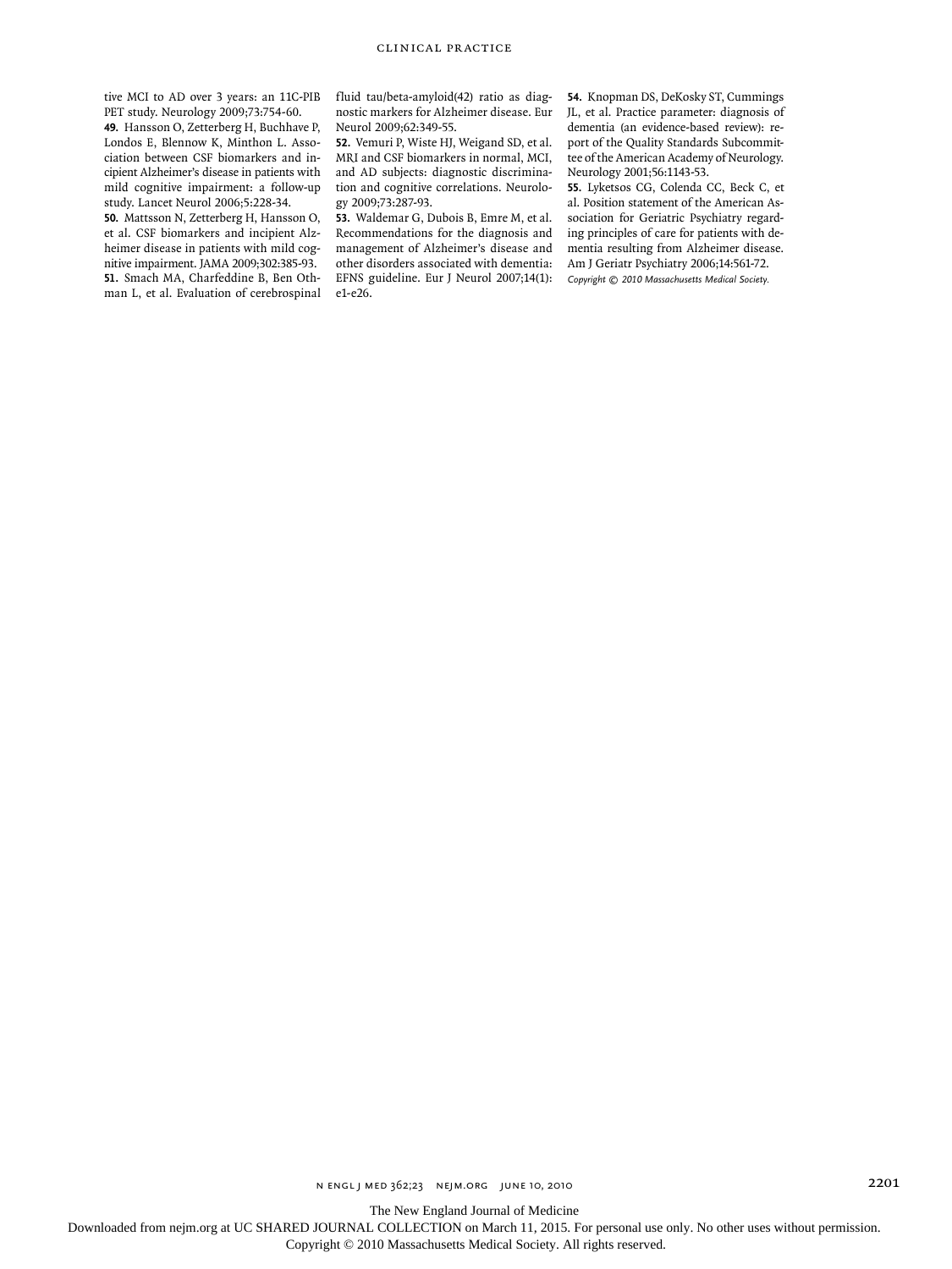tive MCI to AD over 3 years: an 11C-PIB PET study. Neurology 2009;73:754-60.

**49.** Hansson O, Zetterberg H, Buchhave P, Londos E, Blennow K, Minthon L. Association between CSF biomarkers and incipient Alzheimer's disease in patients with mild cognitive impairment: a follow-up study. Lancet Neurol 2006;5:228-34.

**50.** Mattsson N, Zetterberg H, Hansson O, et al. CSF biomarkers and incipient Alzheimer disease in patients with mild cognitive impairment. JAMA 2009;302:385-93.

**51.** Smach MA, Charfeddine B, Ben Othman L, et al. Evaluation of cerebrospinal fluid tau/beta-amyloid(42) ratio as diagnostic markers for Alzheimer disease. Eur Neurol 2009;62:349-55.

**52.** Vemuri P, Wiste HJ, Weigand SD, et al. MRI and CSF biomarkers in normal, MCI, and AD subjects: diagnostic discrimination and cognitive correlations. Neurology 2009;73:287-93.

**53.** Waldemar G, Dubois B, Emre M, et al. Recommendations for the diagnosis and management of Alzheimer's disease and other disorders associated with dementia: EFNS guideline. Eur J Neurol 2007;14(1):e1-e26.

**54.** Knopman DS, DeKosky ST, Cummings JL, et al. Practice parameter: diagnosis of dementia (an evidence-based review): report of the Quality Standards Subcommittee of the American Academy of Neurology. Neurology 2001;56:1143-53.

**55.** Lyketsos CG, Colenda CC, Beck C, et al. Position statement of the American Association for Geriatric Psychiatry regarding principles of care for patients with dementia resulting from Alzheimer disease. Am J Geriatr Psychiatry 2006;14:561-72.

*Copyright © 2010 Massachusetts Medical Society.*